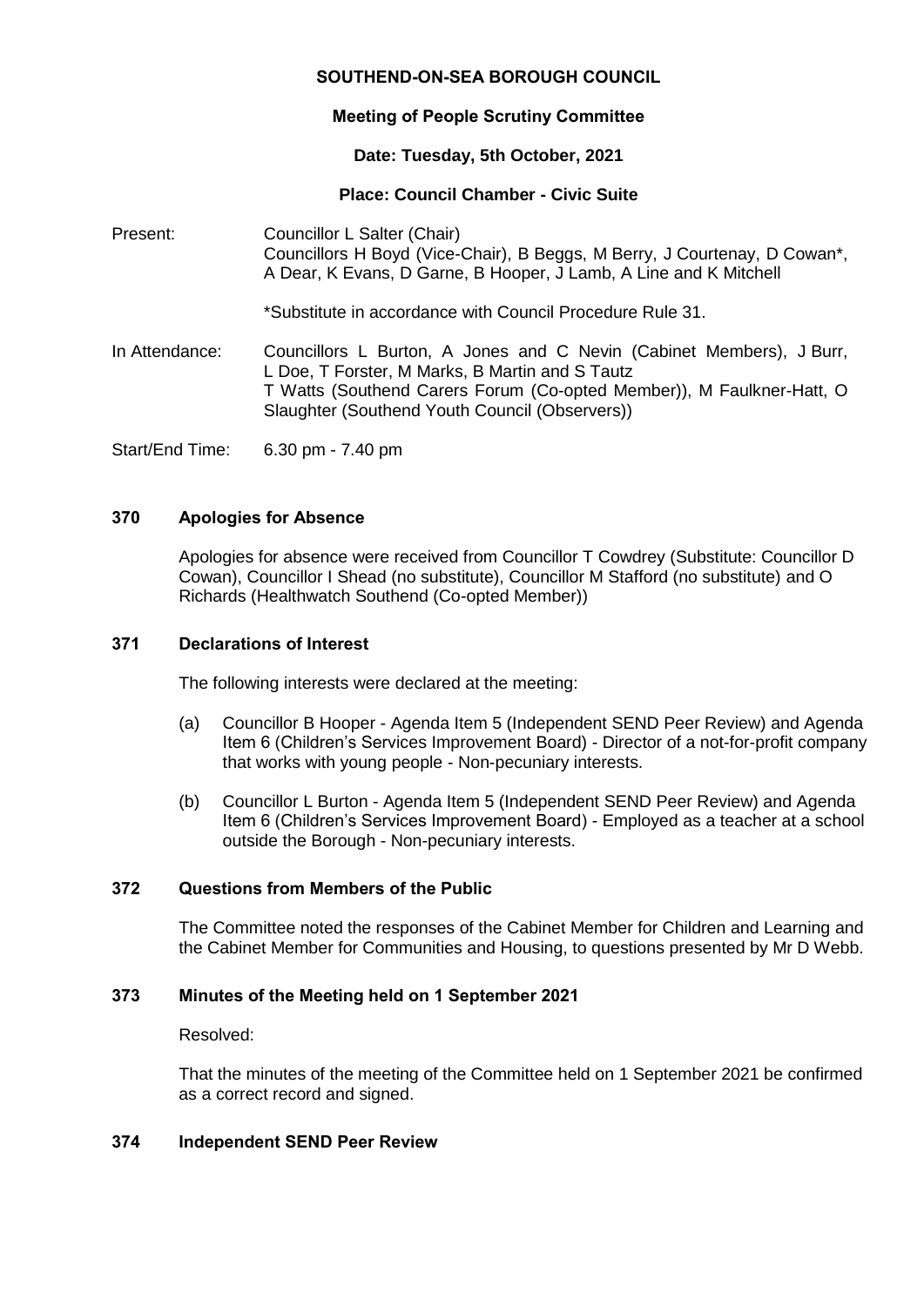# SOUTHEND-ON-SEA BOROUGH COUNCIL

## Meeting of People Scrutiny Committee

**Date: Tuesday, 5th October, 2021**

**Place: Council Chamber - Civic Suite**

Present: Councillor L Salter (Chair)
Councillors H Boyd (Vice-Chair), B Beggs, M Berry, J Courtenay, D Cowan*, A Dear, K Evans, D Garne, B Hooper, J Lamb, A Line and K Mitchell

*Substitute in accordance with Council Procedure Rule 31.

In Attendance: Councillors L Burton, A Jones and C Nevin (Cabinet Members), J Burr, L Doe, T Forster, M Marks, B Martin and S Tautz
T Watts (Southend Carers Forum (Co-opted Member)), M Faulkner-Hatt, O Slaughter (Southend Youth Council (Observers))

Start/End Time: 6.30 pm - 7.40 pm

### 370 Apologies for Absence

Apologies for absence were received from Councillor T Cowdrey (Substitute: Councillor D Cowan), Councillor I Shead (no substitute), Councillor M Stafford (no substitute) and O Richards (Healthwatch Southend (Co-opted Member))

### 371 Declarations of Interest

The following interests were declared at the meeting:

(a) Councillor B Hooper - Agenda Item 5 (Independent SEND Peer Review) and Agenda Item 6 (Children's Services Improvement Board) - Director of a not-for-profit company that works with young people - Non-pecuniary interests.

(b) Councillor L Burton - Agenda Item 5 (Independent SEND Peer Review) and Agenda Item 6 (Children's Services Improvement Board) - Employed as a teacher at a school outside the Borough - Non-pecuniary interests.

### 372 Questions from Members of the Public

The Committee noted the responses of the Cabinet Member for Children and Learning and the Cabinet Member for Communities and Housing, to questions presented by Mr D Webb.

### 373 Minutes of the Meeting held on 1 September 2021

Resolved:

That the minutes of the meeting of the Committee held on 1 September 2021 be confirmed as a correct record and signed.

### 374 Independent SEND Peer Review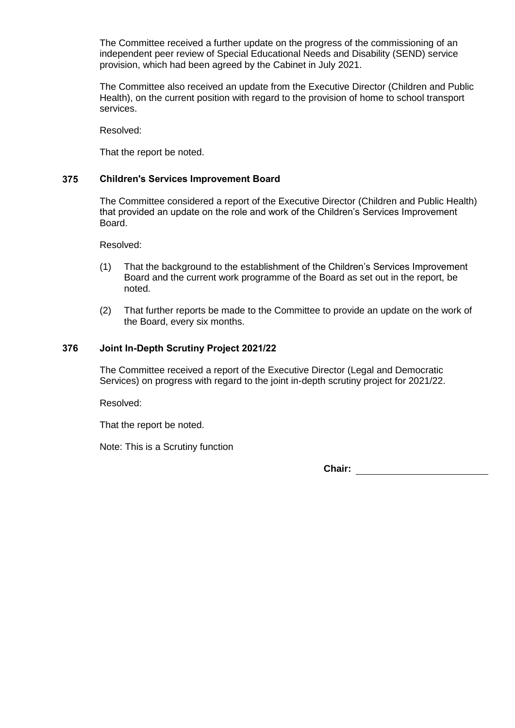The Committee received a further update on the progress of the commissioning of an independent peer review of Special Educational Needs and Disability (SEND) service provision, which had been agreed by the Cabinet in July 2021.

The Committee also received an update from the Executive Director (Children and Public Health), on the current position with regard to the provision of home to school transport services.

Resolved:

That the report be noted.

### 375 Children's Services Improvement Board

The Committee considered a report of the Executive Director (Children and Public Health) that provided an update on the role and work of the Children's Services Improvement Board.

Resolved:

(1) That the background to the establishment of the Children's Services Improvement Board and the current work programme of the Board as set out in the report, be noted.

(2) That further reports be made to the Committee to provide an update on the work of the Board, every six months.

### 376 Joint In-Depth Scrutiny Project 2021/22

The Committee received a report of the Executive Director (Legal and Democratic Services) on progress with regard to the joint in-depth scrutiny project for 2021/22.

Resolved:

That the report be noted.

Note: This is a Scrutiny function

**Chair:** ________________________